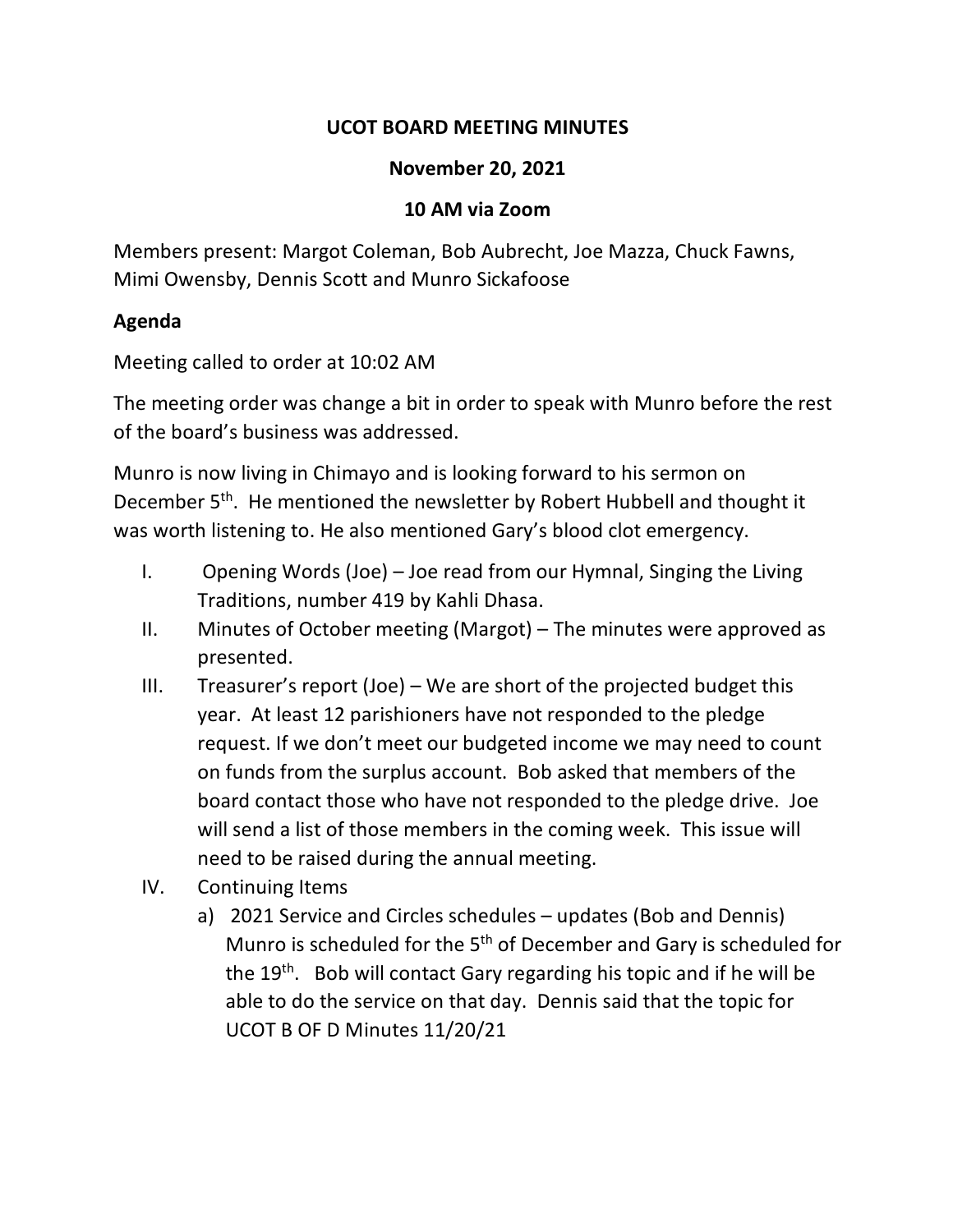# UCOT BOARD MEETING MINUTES

## November 20, 2021

## 10 AM via Zoom

Members present: Margot Coleman, Bob Aubrecht, Joe Mazza, Chuck Fawns, Mimi Owensby, Dennis Scott and Munro Sickafoose

**Agenda**

Meeting called to order at 10:02 AM

The meeting order was change a bit in order to speak with Munro before the rest of the board's business was addressed.

Munro is now living in Chimayo and is looking forward to his sermon on December 5th. He mentioned the newsletter by Robert Hubbell and thought it was worth listening to. He also mentioned Gary's blood clot emergency.

I. Opening Words (Joe) – Joe read from our Hymnal, Singing the Living Traditions, number 419 by Kahli Dhasa.

II. Minutes of October meeting (Margot) – The minutes were approved as presented.

III. Treasurer's report (Joe) – We are short of the projected budget this year. At least 12 parishioners have not responded to the pledge request. If we don't meet our budgeted income we may need to count on funds from the surplus account. Bob asked that members of the board contact those who have not responded to the pledge drive. Joe will send a list of those members in the coming week. This issue will need to be raised during the annual meeting.

IV. Continuing Items

   a) 2021 Service and Circles schedules – updates (Bob and Dennis) Munro is scheduled for the 5th of December and Gary is scheduled for the 19th. Bob will contact Gary regarding his topic and if he will be able to do the service on that day. Dennis said that the topic for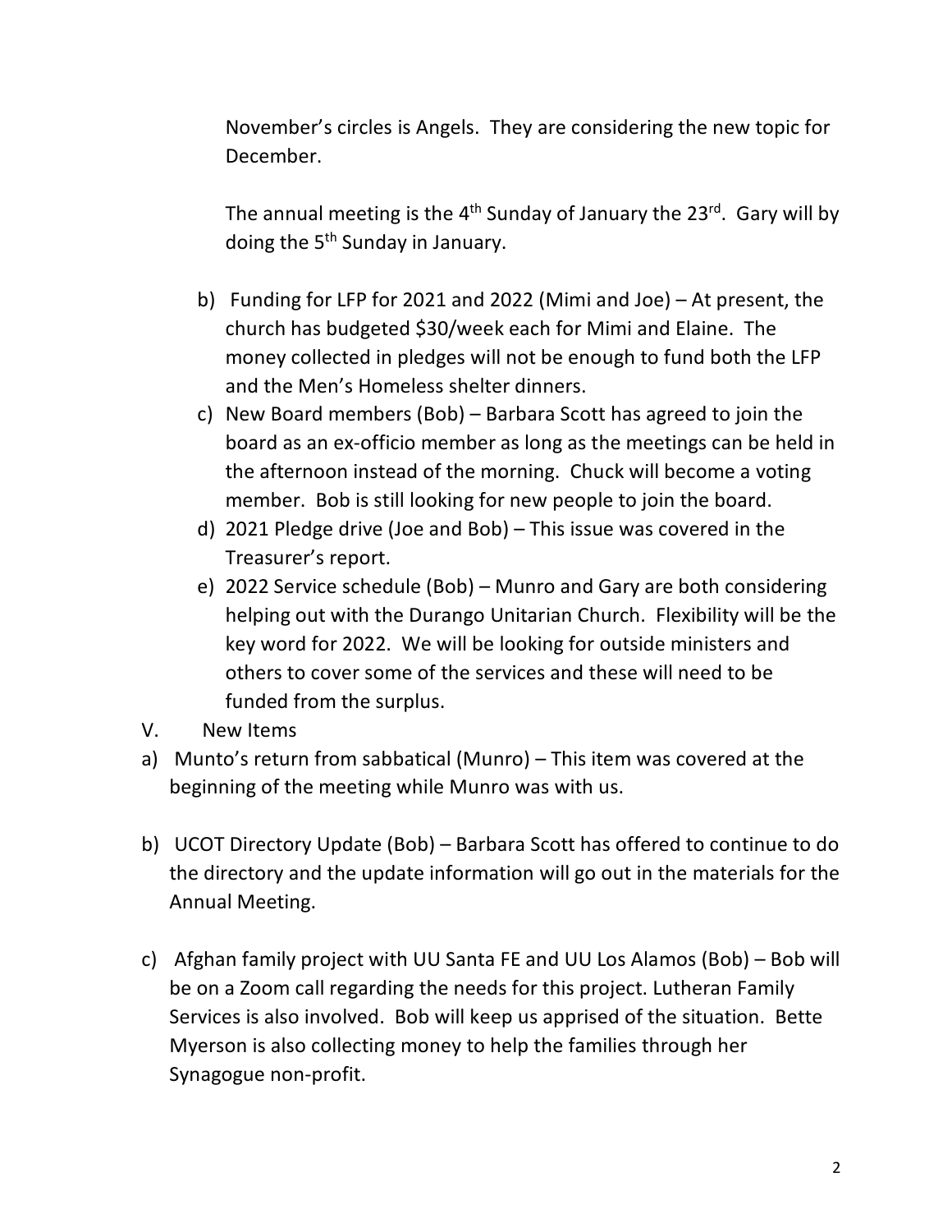November's circles is Angels. They are considering the new topic for December.

The annual meeting is the 4th Sunday of January the 23rd. Gary will by doing the 5th Sunday in January.

b) Funding for LFP for 2021 and 2022 (Mimi and Joe) – At present, the church has budgeted $30/week each for Mimi and Elaine. The money collected in pledges will not be enough to fund both the LFP and the Men's Homeless shelter dinners.

c) New Board members (Bob) – Barbara Scott has agreed to join the board as an ex-officio member as long as the meetings can be held in the afternoon instead of the morning. Chuck will become a voting member. Bob is still looking for new people to join the board.

d) 2021 Pledge drive (Joe and Bob) – This issue was covered in the Treasurer's report.

e) 2022 Service schedule (Bob) – Munro and Gary are both considering helping out with the Durango Unitarian Church. Flexibility will be the key word for 2022. We will be looking for outside ministers and others to cover some of the services and these will need to be funded from the surplus.

V. New Items

a) Munto's return from sabbatical (Munro) – This item was covered at the beginning of the meeting while Munro was with us.

b) UCOT Directory Update (Bob) – Barbara Scott has offered to continue to do the directory and the update information will go out in the materials for the Annual Meeting.

c) Afghan family project with UU Santa FE and UU Los Alamos (Bob) – Bob will be on a Zoom call regarding the needs for this project. Lutheran Family Services is also involved. Bob will keep us apprised of the situation. Bette Myerson is also collecting money to help the families through her Synagogue non-profit.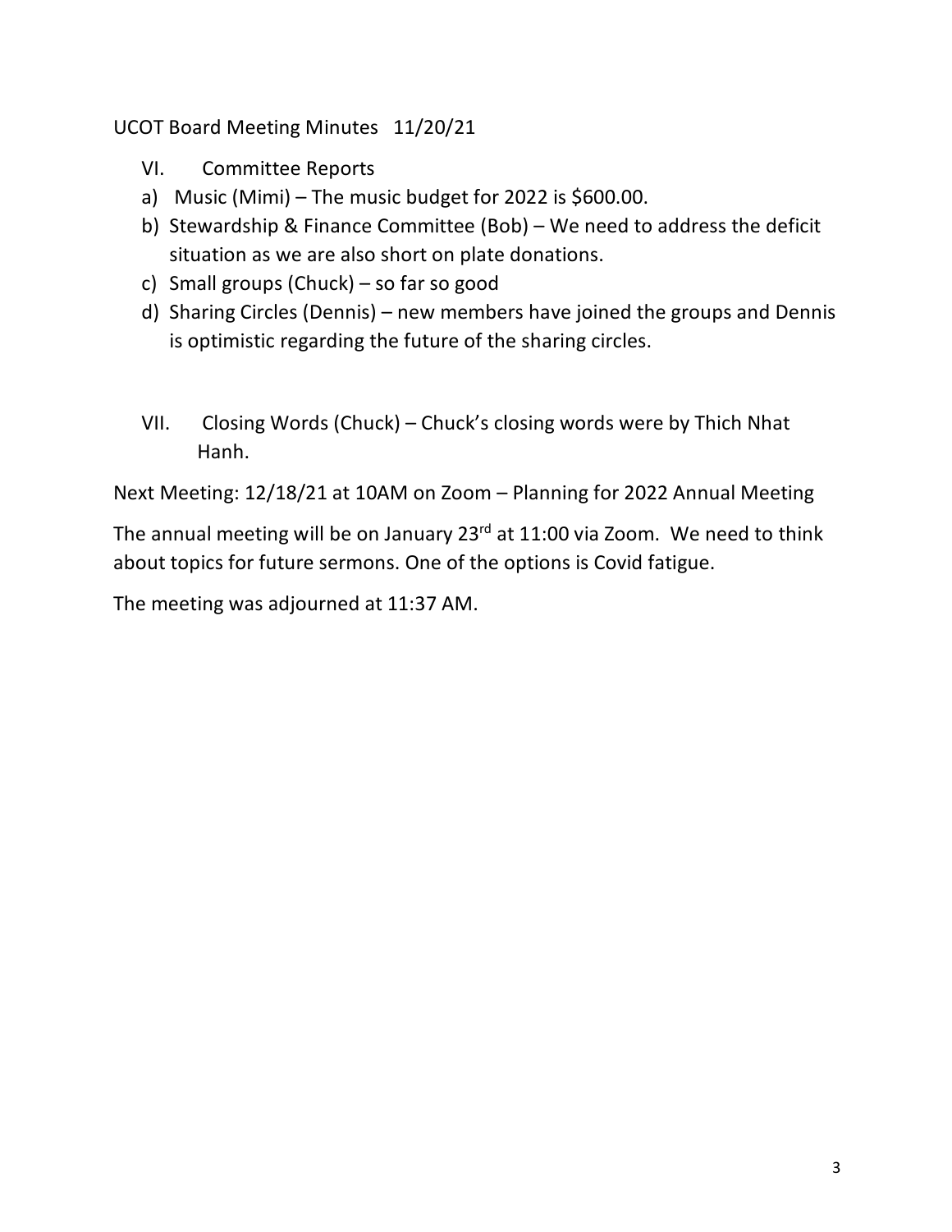UCOT Board Meeting Minutes 11/20/21

VI. Committee Reports

a) Music (Mimi) – The music budget for 2022 is $600.00.
b) Stewardship & Finance Committee (Bob) – We need to address the deficit situation as we are also short on plate donations.
c) Small groups (Chuck) – so far so good
d) Sharing Circles (Dennis) – new members have joined the groups and Dennis is optimistic regarding the future of the sharing circles.

VII. Closing Words (Chuck) – Chuck's closing words were by Thich Nhat Hanh.

Next Meeting: 12/18/21 at 10AM on Zoom – Planning for 2022 Annual Meeting

The annual meeting will be on January 23rd at 11:00 via Zoom. We need to think about topics for future sermons. One of the options is Covid fatigue.

The meeting was adjourned at 11:37 AM.